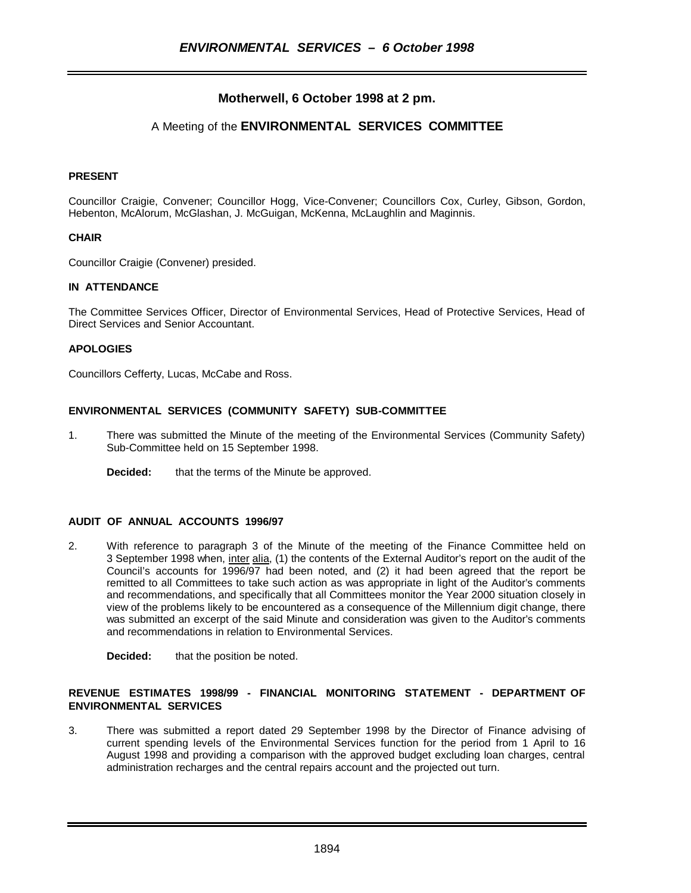# Motherwell, 6 October 1998 at 2 pm.

## A Meeting of the **ENVIRONMENTAL SERVICES COMMITTEE**

**PRESENT**

Councillor Craigie, Convener; Councillor Hogg, Vice-Convener; Councillors Cox, Curley, Gibson, Gordon, Hebenton, McAlorum, McGlashan, J. McGuigan, McKenna, McLaughlin and Maginnis.

**CHAIR**

Councillor Craigie (Convener) presided.

**IN ATTENDANCE**

The Committee Services Officer, Director of Environmental Services, Head of Protective Services, Head of Direct Services and Senior Accountant.

**APOLOGIES**

Councillors Cefferty, Lucas, McCabe and Ross.

**ENVIRONMENTAL SERVICES (COMMUNITY SAFETY) SUB-COMMITTEE**

1. There was submitted the Minute of the meeting of the Environmental Services (Community Safety) Sub-Committee held on 15 September 1998.

   **Decided:** that the terms of the Minute be approved.

**AUDIT OF ANNUAL ACCOUNTS 1996/97**

2. With reference to paragraph 3 of the Minute of the meeting of the Finance Committee held on 3 September 1998 when, inter alia, (1) the contents of the External Auditor's report on the audit of the Council's accounts for 1996/97 had been noted, and (2) it had been agreed that the report be remitted to all Committees to take such action as was appropriate in light of the Auditor's comments and recommendations, and specifically that all Committees monitor the Year 2000 situation closely in view of the problems likely to be encountered as a consequence of the Millennium digit change, there was submitted an excerpt of the said Minute and consideration was given to the Auditor's comments and recommendations in relation to Environmental Services.

   **Decided:** that the position be noted.

**REVENUE ESTIMATES 1998/99 - FINANCIAL MONITORING STATEMENT - DEPARTMENT OF ENVIRONMENTAL SERVICES**

3. There was submitted a report dated 29 September 1998 by the Director of Finance advising of current spending levels of the Environmental Services function for the period from 1 April to 16 August 1998 and providing a comparison with the approved budget excluding loan charges, central administration recharges and the central repairs account and the projected out turn.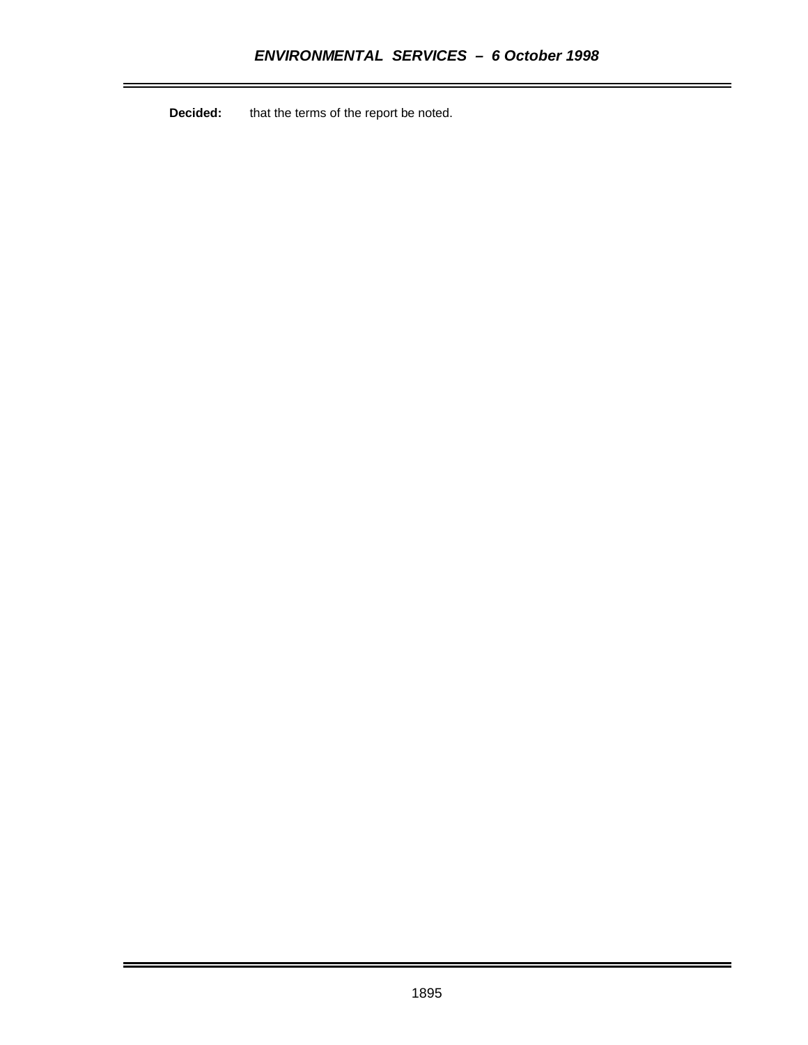**Decided:** that the terms of the report be noted.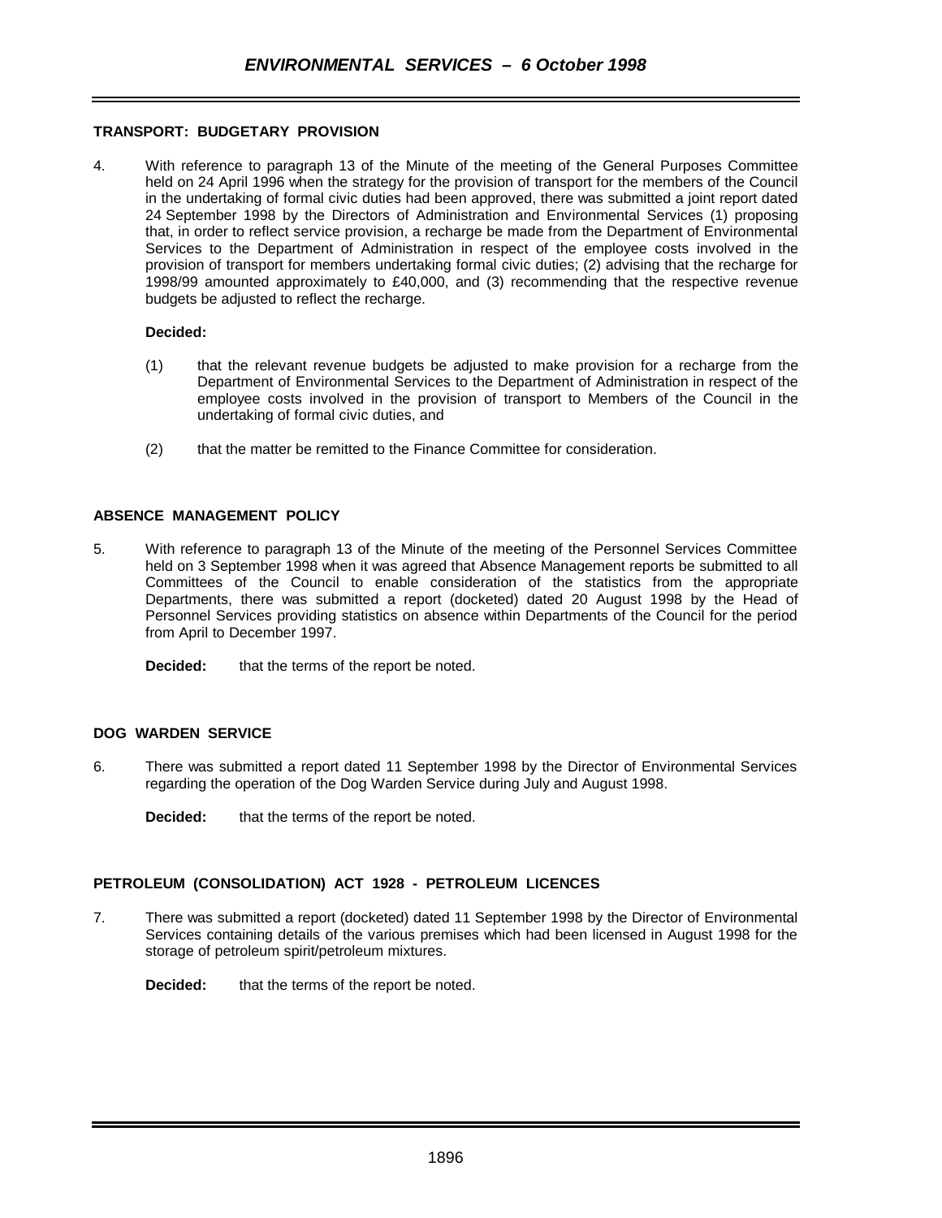## TRANSPORT: BUDGETARY PROVISION

4. With reference to paragraph 13 of the Minute of the meeting of the General Purposes Committee held on 24 April 1996 when the strategy for the provision of transport for the members of the Council in the undertaking of formal civic duties had been approved, there was submitted a joint report dated 24 September 1998 by the Directors of Administration and Environmental Services (1) proposing that, in order to reflect service provision, a recharge be made from the Department of Environmental Services to the Department of Administration in respect of the employee costs involved in the provision of transport for members undertaking formal civic duties; (2) advising that the recharge for 1998/99 amounted approximately to £40,000, and (3) recommending that the respective revenue budgets be adjusted to reflect the recharge.

**Decided:**

(1) that the relevant revenue budgets be adjusted to make provision for a recharge from the Department of Environmental Services to the Department of Administration in respect of the employee costs involved in the provision of transport to Members of the Council in the undertaking of formal civic duties, and

(2) that the matter be remitted to the Finance Committee for consideration.

## ABSENCE MANAGEMENT POLICY

5. With reference to paragraph 13 of the Minute of the meeting of the Personnel Services Committee held on 3 September 1998 when it was agreed that Absence Management reports be submitted to all Committees of the Council to enable consideration of the statistics from the appropriate Departments, there was submitted a report (docketed) dated 20 August 1998 by the Head of Personnel Services providing statistics on absence within Departments of the Council for the period from April to December 1997.

**Decided:** that the terms of the report be noted.

## DOG WARDEN SERVICE

6. There was submitted a report dated 11 September 1998 by the Director of Environmental Services regarding the operation of the Dog Warden Service during July and August 1998.

**Decided:** that the terms of the report be noted.

## PETROLEUM (CONSOLIDATION) ACT 1928 - PETROLEUM LICENCES

7. There was submitted a report (docketed) dated 11 September 1998 by the Director of Environmental Services containing details of the various premises which had been licensed in August 1998 for the storage of petroleum spirit/petroleum mixtures.

**Decided:** that the terms of the report be noted.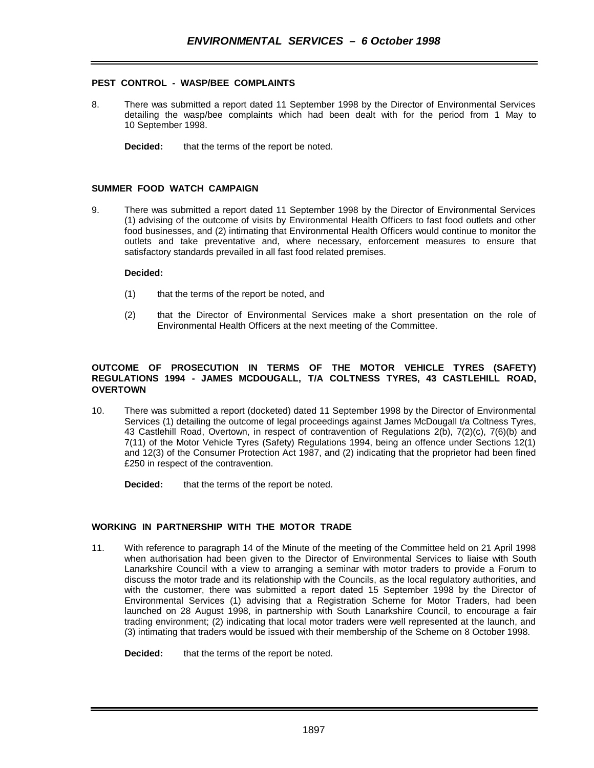## PEST CONTROL - WASP/BEE COMPLAINTS

8. There was submitted a report dated 11 September 1998 by the Director of Environmental Services detailing the wasp/bee complaints which had been dealt with for the period from 1 May to 10 September 1998.

   **Decided:** that the terms of the report be noted.

## SUMMER FOOD WATCH CAMPAIGN

9. There was submitted a report dated 11 September 1998 by the Director of Environmental Services (1) advising of the outcome of visits by Environmental Health Officers to fast food outlets and other food businesses, and (2) intimating that Environmental Health Officers would continue to monitor the outlets and take preventative and, where necessary, enforcement measures to ensure that satisfactory standards prevailed in all fast food related premises.

   **Decided:**

   (1) that the terms of the report be noted, and

   (2) that the Director of Environmental Services make a short presentation on the role of Environmental Health Officers at the next meeting of the Committee.

## OUTCOME OF PROSECUTION IN TERMS OF THE MOTOR VEHICLE TYRES (SAFETY) REGULATIONS 1994 - JAMES MCDOUGALL, T/A COLTNESS TYRES, 43 CASTLEHILL ROAD, OVERTOWN

10. There was submitted a report (docketed) dated 11 September 1998 by the Director of Environmental Services (1) detailing the outcome of legal proceedings against James McDougall t/a Coltness Tyres, 43 Castlehill Road, Overtown, in respect of contravention of Regulations 2(b), 7(2)(c), 7(6)(b) and 7(11) of the Motor Vehicle Tyres (Safety) Regulations 1994, being an offence under Sections 12(1) and 12(3) of the Consumer Protection Act 1987, and (2) indicating that the proprietor had been fined £250 in respect of the contravention.

    **Decided:** that the terms of the report be noted.

## WORKING IN PARTNERSHIP WITH THE MOTOR TRADE

11. With reference to paragraph 14 of the Minute of the meeting of the Committee held on 21 April 1998 when authorisation had been given to the Director of Environmental Services to liaise with South Lanarkshire Council with a view to arranging a seminar with motor traders to provide a Forum to discuss the motor trade and its relationship with the Councils, as the local regulatory authorities, and with the customer, there was submitted a report dated 15 September 1998 by the Director of Environmental Services (1) advising that a Registration Scheme for Motor Traders, had been launched on 28 August 1998, in partnership with South Lanarkshire Council, to encourage a fair trading environment; (2) indicating that local motor traders were well represented at the launch, and (3) intimating that traders would be issued with their membership of the Scheme on 8 October 1998.

    **Decided:** that the terms of the report be noted.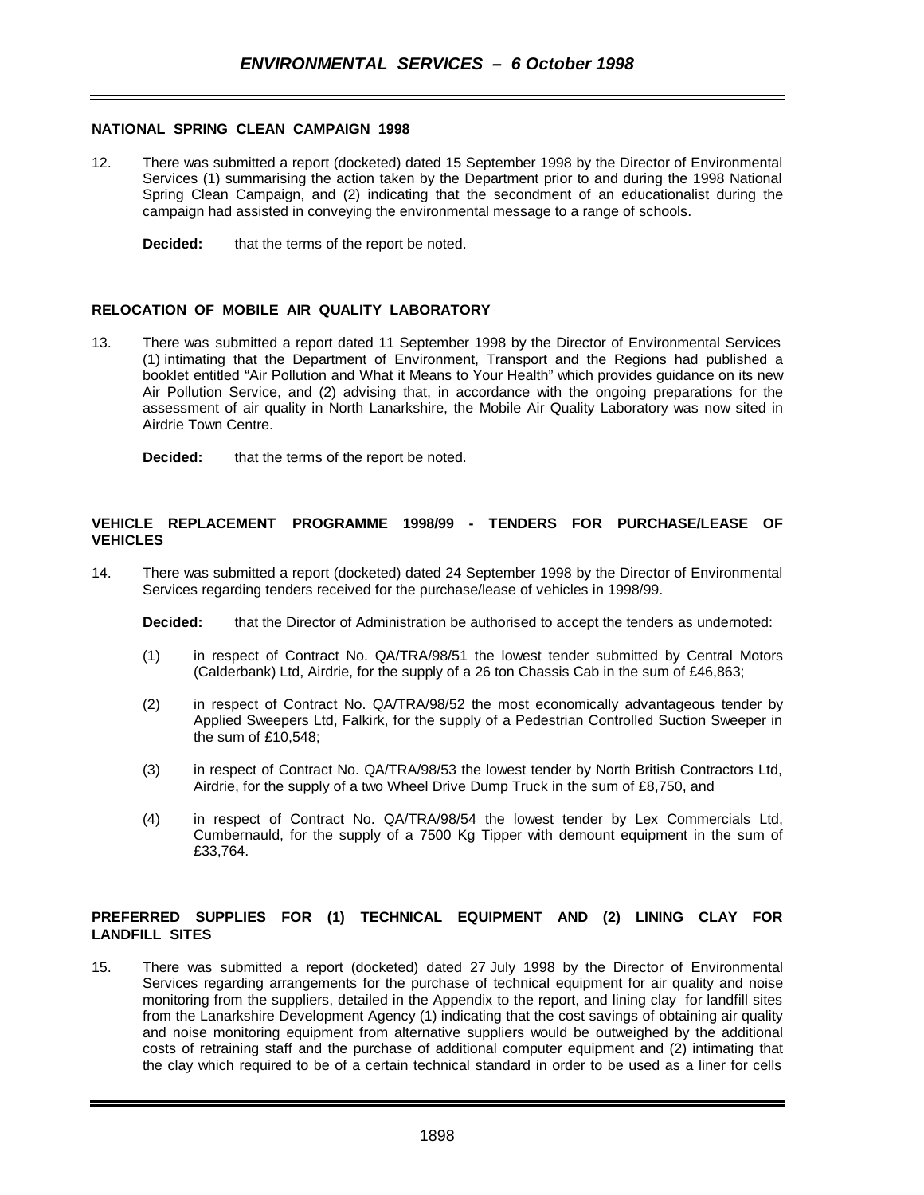## NATIONAL SPRING CLEAN CAMPAIGN 1998

12. There was submitted a report (docketed) dated 15 September 1998 by the Director of Environmental Services (1) summarising the action taken by the Department prior to and during the 1998 National Spring Clean Campaign, and (2) indicating that the secondment of an educationalist during the campaign had assisted in conveying the environmental message to a range of schools.

**Decided:** that the terms of the report be noted.

## RELOCATION OF MOBILE AIR QUALITY LABORATORY

13. There was submitted a report dated 11 September 1998 by the Director of Environmental Services (1) intimating that the Department of Environment, Transport and the Regions had published a booklet entitled "Air Pollution and What it Means to Your Health" which provides guidance on its new Air Pollution Service, and (2) advising that, in accordance with the ongoing preparations for the assessment of air quality in North Lanarkshire, the Mobile Air Quality Laboratory was now sited in Airdrie Town Centre.

**Decided:** that the terms of the report be noted.

## VEHICLE REPLACEMENT PROGRAMME 1998/99 - TENDERS FOR PURCHASE/LEASE OF VEHICLES

14. There was submitted a report (docketed) dated 24 September 1998 by the Director of Environmental Services regarding tenders received for the purchase/lease of vehicles in 1998/99.

**Decided:** that the Director of Administration be authorised to accept the tenders as undernoted:

(1) in respect of Contract No. QA/TRA/98/51 the lowest tender submitted by Central Motors (Calderbank) Ltd, Airdrie, for the supply of a 26 ton Chassis Cab in the sum of £46,863;

(2) in respect of Contract No. QA/TRA/98/52 the most economically advantageous tender by Applied Sweepers Ltd, Falkirk, for the supply of a Pedestrian Controlled Suction Sweeper in the sum of £10,548;

(3) in respect of Contract No. QA/TRA/98/53 the lowest tender by North British Contractors Ltd, Airdrie, for the supply of a two Wheel Drive Dump Truck in the sum of £8,750, and

(4) in respect of Contract No. QA/TRA/98/54 the lowest tender by Lex Commercials Ltd, Cumbernauld, for the supply of a 7500 Kg Tipper with demount equipment in the sum of £33,764.

## PREFERRED SUPPLIES FOR (1) TECHNICAL EQUIPMENT AND (2) LINING CLAY FOR LANDFILL SITES

15. There was submitted a report (docketed) dated 27 July 1998 by the Director of Environmental Services regarding arrangements for the purchase of technical equipment for air quality and noise monitoring from the suppliers, detailed in the Appendix to the report, and lining clay for landfill sites from the Lanarkshire Development Agency (1) indicating that the cost savings of obtaining air quality and noise monitoring equipment from alternative suppliers would be outweighed by the additional costs of retraining staff and the purchase of additional computer equipment and (2) intimating that the clay which required to be of a certain technical standard in order to be used as a liner for cells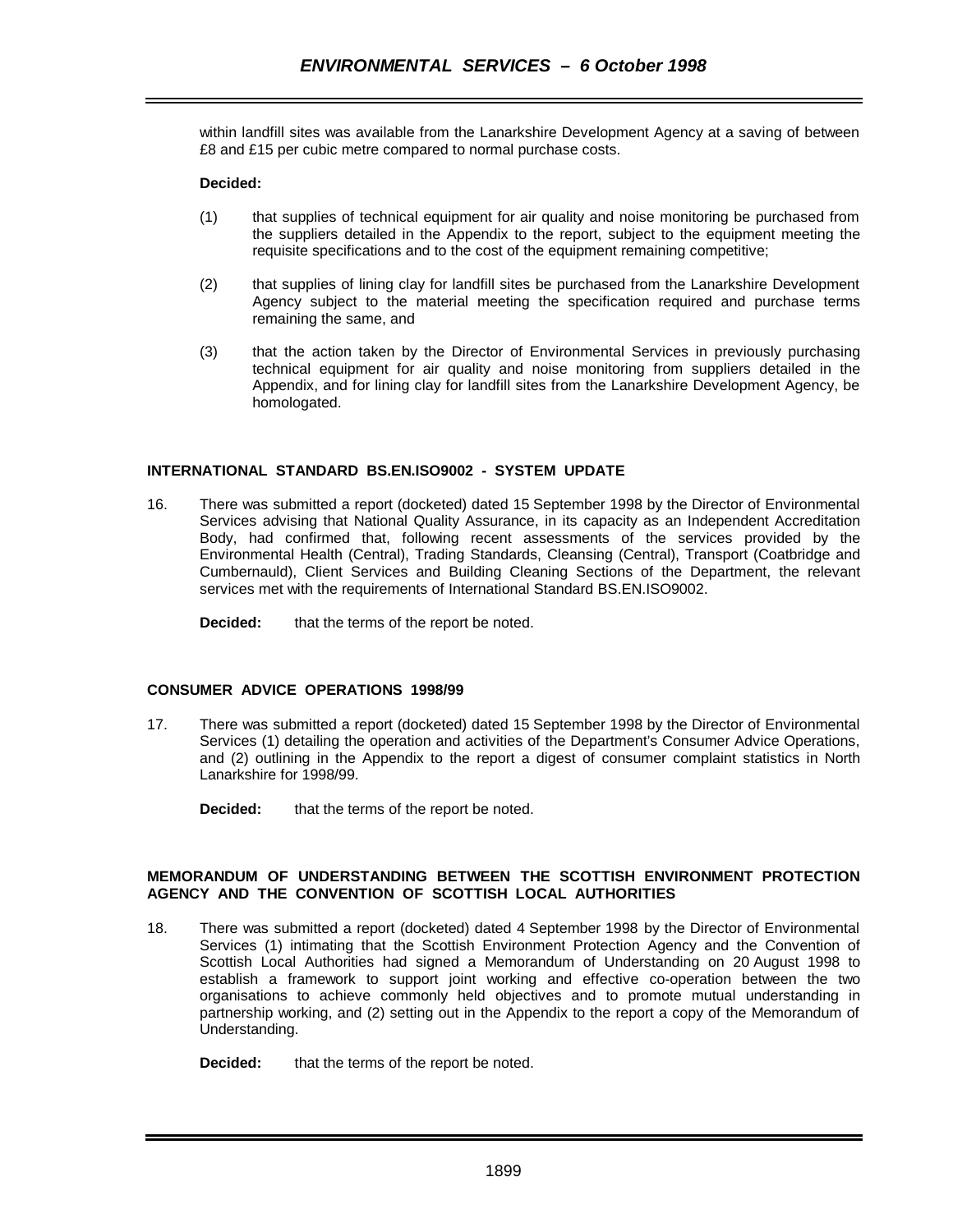within landfill sites was available from the Lanarkshire Development Agency at a saving of between £8 and £15 per cubic metre compared to normal purchase costs.

**Decided:**

(1) that supplies of technical equipment for air quality and noise monitoring be purchased from the suppliers detailed in the Appendix to the report, subject to the equipment meeting the requisite specifications and to the cost of the equipment remaining competitive;

(2) that supplies of lining clay for landfill sites be purchased from the Lanarkshire Development Agency subject to the material meeting the specification required and purchase terms remaining the same, and

(3) that the action taken by the Director of Environmental Services in previously purchasing technical equipment for air quality and noise monitoring from suppliers detailed in the Appendix, and for lining clay for landfill sites from the Lanarkshire Development Agency, be homologated.

## INTERNATIONAL STANDARD BS.EN.ISO9002 - SYSTEM UPDATE

16. There was submitted a report (docketed) dated 15 September 1998 by the Director of Environmental Services advising that National Quality Assurance, in its capacity as an Independent Accreditation Body, had confirmed that, following recent assessments of the services provided by the Environmental Health (Central), Trading Standards, Cleansing (Central), Transport (Coatbridge and Cumbernauld), Client Services and Building Cleaning Sections of the Department, the relevant services met with the requirements of International Standard BS.EN.ISO9002.

**Decided:** that the terms of the report be noted.

## CONSUMER ADVICE OPERATIONS 1998/99

17. There was submitted a report (docketed) dated 15 September 1998 by the Director of Environmental Services (1) detailing the operation and activities of the Department's Consumer Advice Operations, and (2) outlining in the Appendix to the report a digest of consumer complaint statistics in North Lanarkshire for 1998/99.

**Decided:** that the terms of the report be noted.

## MEMORANDUM OF UNDERSTANDING BETWEEN THE SCOTTISH ENVIRONMENT PROTECTION AGENCY AND THE CONVENTION OF SCOTTISH LOCAL AUTHORITIES

18. There was submitted a report (docketed) dated 4 September 1998 by the Director of Environmental Services (1) intimating that the Scottish Environment Protection Agency and the Convention of Scottish Local Authorities had signed a Memorandum of Understanding on 20 August 1998 to establish a framework to support joint working and effective co-operation between the two organisations to achieve commonly held objectives and to promote mutual understanding in partnership working, and (2) setting out in the Appendix to the report a copy of the Memorandum of Understanding.

**Decided:** that the terms of the report be noted.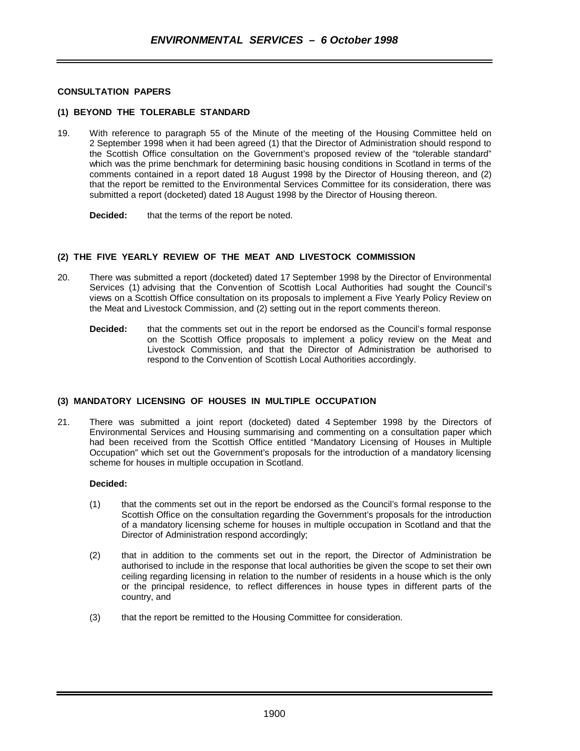## CONSULTATION PAPERS

### (1) BEYOND THE TOLERABLE STANDARD

19. With reference to paragraph 55 of the Minute of the meeting of the Housing Committee held on 2 September 1998 when it had been agreed (1) that the Director of Administration should respond to the Scottish Office consultation on the Government's proposed review of the "tolerable standard" which was the prime benchmark for determining basic housing conditions in Scotland in terms of the comments contained in a report dated 18 August 1998 by the Director of Housing thereon, and (2) that the report be remitted to the Environmental Services Committee for its consideration, there was submitted a report (docketed) dated 18 August 1998 by the Director of Housing thereon.

    **Decided:** that the terms of the report be noted.

### (2) THE FIVE YEARLY REVIEW OF THE MEAT AND LIVESTOCK COMMISSION

20. There was submitted a report (docketed) dated 17 September 1998 by the Director of Environmental Services (1) advising that the Convention of Scottish Local Authorities had sought the Council's views on a Scottish Office consultation on its proposals to implement a Five Yearly Policy Review on the Meat and Livestock Commission, and (2) setting out in the report comments thereon.

    **Decided:** that the comments set out in the report be endorsed as the Council's formal response on the Scottish Office proposals to implement a policy review on the Meat and Livestock Commission, and that the Director of Administration be authorised to respond to the Convention of Scottish Local Authorities accordingly.

### (3) MANDATORY LICENSING OF HOUSES IN MULTIPLE OCCUPATION

21. There was submitted a joint report (docketed) dated 4 September 1998 by the Directors of Environmental Services and Housing summarising and commenting on a consultation paper which had been received from the Scottish Office entitled "Mandatory Licensing of Houses in Multiple Occupation" which set out the Government's proposals for the introduction of a mandatory licensing scheme for houses in multiple occupation in Scotland.

    **Decided:**

    (1) that the comments set out in the report be endorsed as the Council's formal response to the Scottish Office on the consultation regarding the Government's proposals for the introduction of a mandatory licensing scheme for houses in multiple occupation in Scotland and that the Director of Administration respond accordingly;

    (2) that in addition to the comments set out in the report, the Director of Administration be authorised to include in the response that local authorities be given the scope to set their own ceiling regarding licensing in relation to the number of residents in a house which is the only or the principal residence, to reflect differences in house types in different parts of the country, and

    (3) that the report be remitted to the Housing Committee for consideration.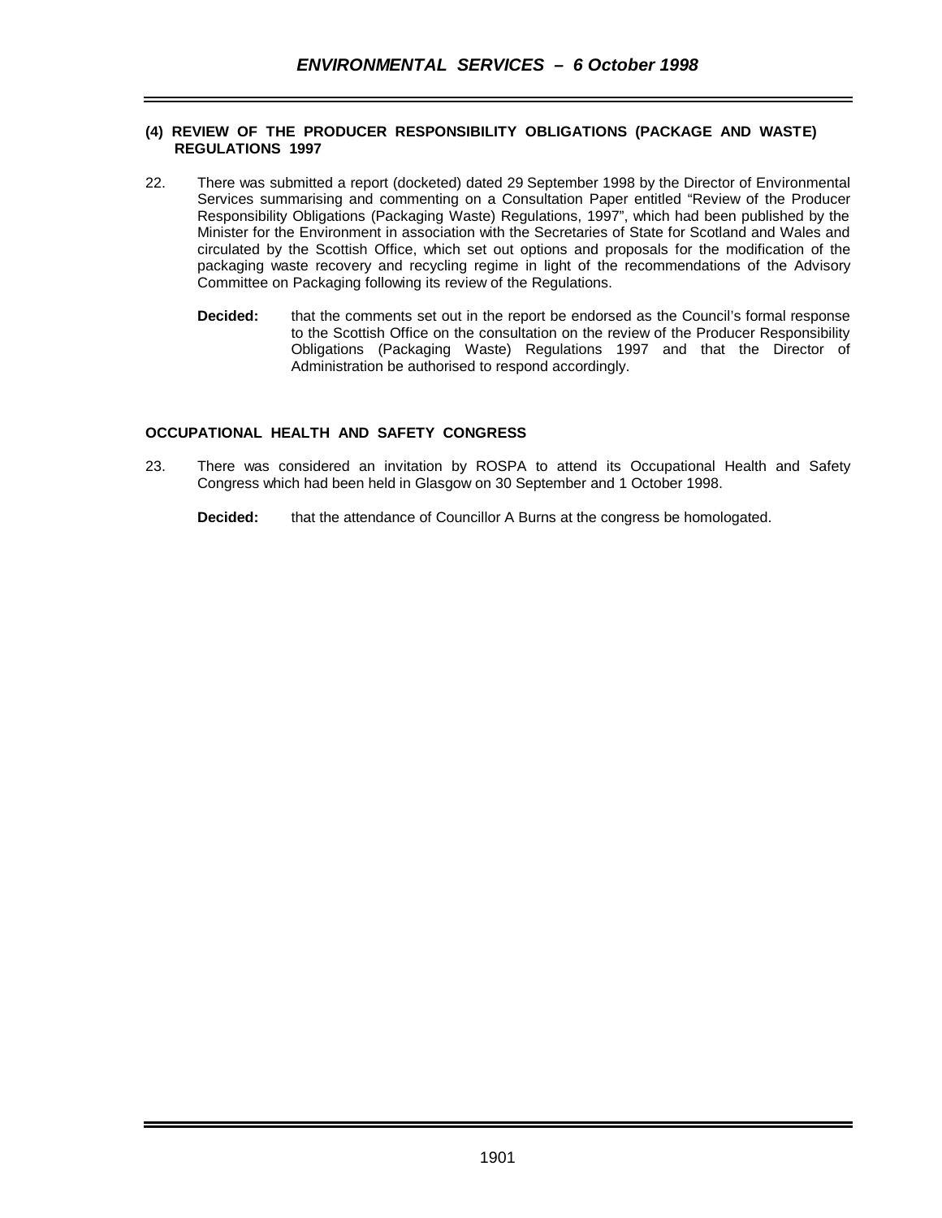**(4) REVIEW OF THE PRODUCER RESPONSIBILITY OBLIGATIONS (PACKAGE AND WASTE) REGULATIONS 1997**

22. There was submitted a report (docketed) dated 29 September 1998 by the Director of Environmental Services summarising and commenting on a Consultation Paper entitled "Review of the Producer Responsibility Obligations (Packaging Waste) Regulations, 1997", which had been published by the Minister for the Environment in association with the Secretaries of State for Scotland and Wales and circulated by the Scottish Office, which set out options and proposals for the modification of the packaging waste recovery and recycling regime in light of the recommendations of the Advisory Committee on Packaging following its review of the Regulations.

    **Decided:** that the comments set out in the report be endorsed as the Council's formal response to the Scottish Office on the consultation on the review of the Producer Responsibility Obligations (Packaging Waste) Regulations 1997 and that the Director of Administration be authorised to respond accordingly.

**OCCUPATIONAL HEALTH AND SAFETY CONGRESS**

23. There was considered an invitation by ROSPA to attend its Occupational Health and Safety Congress which had been held in Glasgow on 30 September and 1 October 1998.

    **Decided:** that the attendance of Councillor A Burns at the congress be homologated.